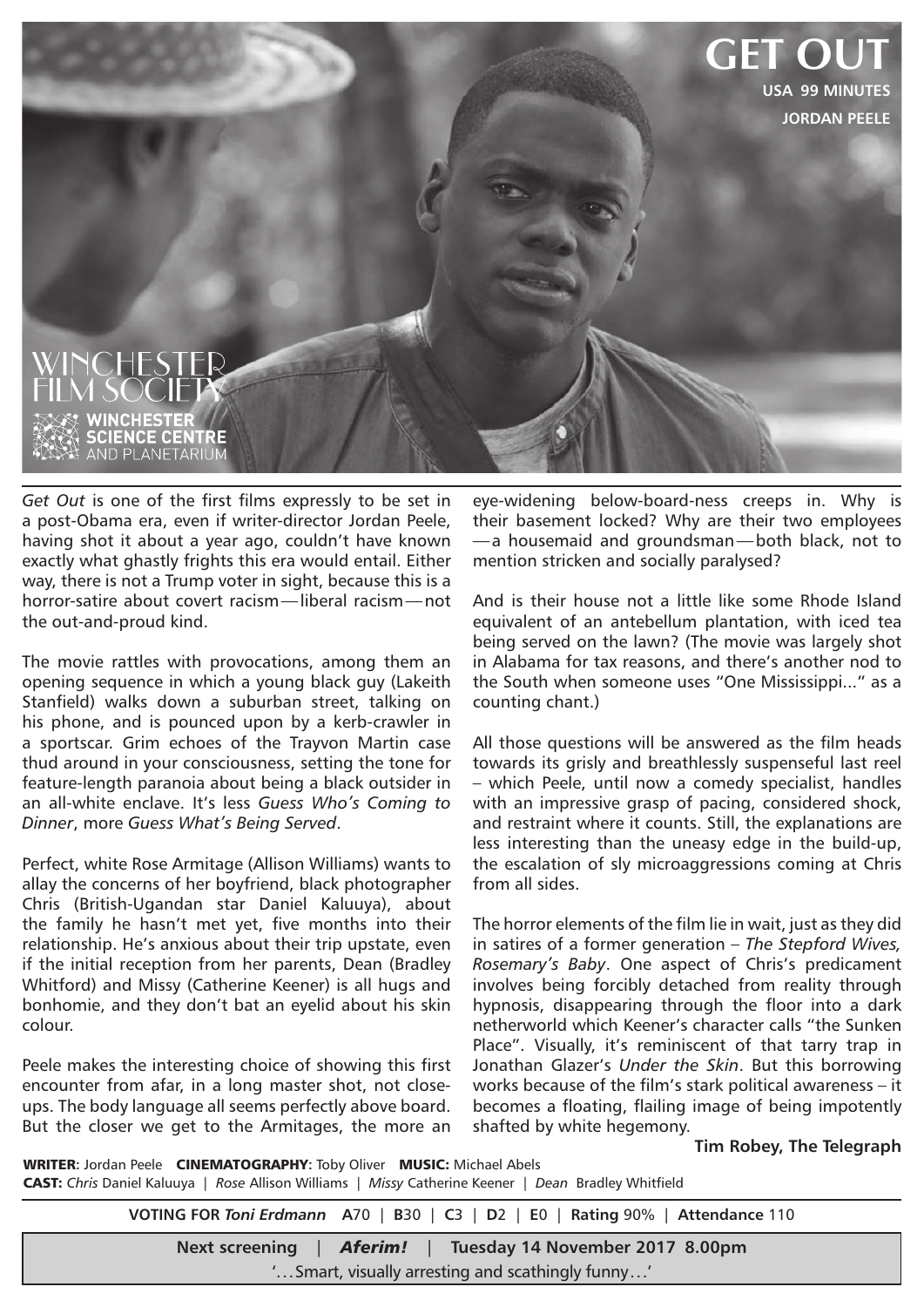# GET OUT

**USA 99 MINUTES**

**JORDAN PEELE**

WINCHESTER FILM SOCIETY

WINCHESTER SCIENCE CENTRE AND PLANETARIUM

*Get Out* is one of the first films expressly to be set in a post-Obama era, even if writer-director Jordan Peele, having shot it about a year ago, couldn't have known exactly what ghastly frights this era would entail. Either way, there is not a Trump voter in sight, because this is a horror-satire about covert racism—liberal racism—not the out-and-proud kind.

The movie rattles with provocations, among them an opening sequence in which a young black guy (Lakeith Stanfield) walks down a suburban street, talking on his phone, and is pounced upon by a kerb-crawler in a sportscar. Grim echoes of the Trayvon Martin case thud around in your consciousness, setting the tone for feature-length paranoia about being a black outsider in an all-white enclave. It's less *Guess Who's Coming to Dinner*, more *Guess What's Being Served*.

Perfect, white Rose Armitage (Allison Williams) wants to allay the concerns of her boyfriend, black photographer Chris (British-Ugandan star Daniel Kaluuya), about the family he hasn't met yet, five months into their relationship. He's anxious about their trip upstate, even if the initial reception from her parents, Dean (Bradley Whitford) and Missy (Catherine Keener) is all hugs and bonhomie, and they don't bat an eyelid about his skin colour.

Peele makes the interesting choice of showing this first encounter from afar, in a long master shot, not close-ups. The body language all seems perfectly above board. But the closer we get to the Armitages, the more an eye-widening below-board-ness creeps in. Why is their basement locked? Why are their two employees —a housemaid and groundsman—both black, not to mention stricken and socially paralysed?

And is their house not a little like some Rhode Island equivalent of an antebellum plantation, with iced tea being served on the lawn? (The movie was largely shot in Alabama for tax reasons, and there's another nod to the South when someone uses "One Mississippi..." as a counting chant.)

All those questions will be answered as the film heads towards its grisly and breathlessly suspenseful last reel – which Peele, until now a comedy specialist, handles with an impressive grasp of pacing, considered shock, and restraint where it counts. Still, the explanations are less interesting than the uneasy edge in the build-up, the escalation of sly microaggressions coming at Chris from all sides.

The horror elements of the film lie in wait, just as they did in satires of a former generation – *The Stepford Wives, Rosemary's Baby*. One aspect of Chris's predicament involves being forcibly detached from reality through hypnosis, disappearing through the floor into a dark netherworld which Keener's character calls "the Sunken Place". Visually, it's reminiscent of that tarry trap in Jonathan Glazer's *Under the Skin*. But this borrowing works because of the film's stark political awareness – it becomes a floating, flailing image of being impotently shafted by white hegemony.

**Tim Robey, The Telegraph**

**WRITER**: Jordan Peele **CINEMATOGRAPHY**: Toby Oliver **MUSIC:** Michael Abels
**CAST:** *Chris* Daniel Kaluuya | *Rose* Allison Williams | *Missy* Catherine Keener | *Dean* Bradley Whitfield

**VOTING FOR *Toni Erdmann*** **A**70 | **B**30 | **C**3 | **D**2 | **E**0 | **Rating** 90% | **Attendance** 110

**Next screening** | ***Aferim!*** | **Tuesday 14 November 2017 8.00pm**
'…Smart, visually arresting and scathingly funny…'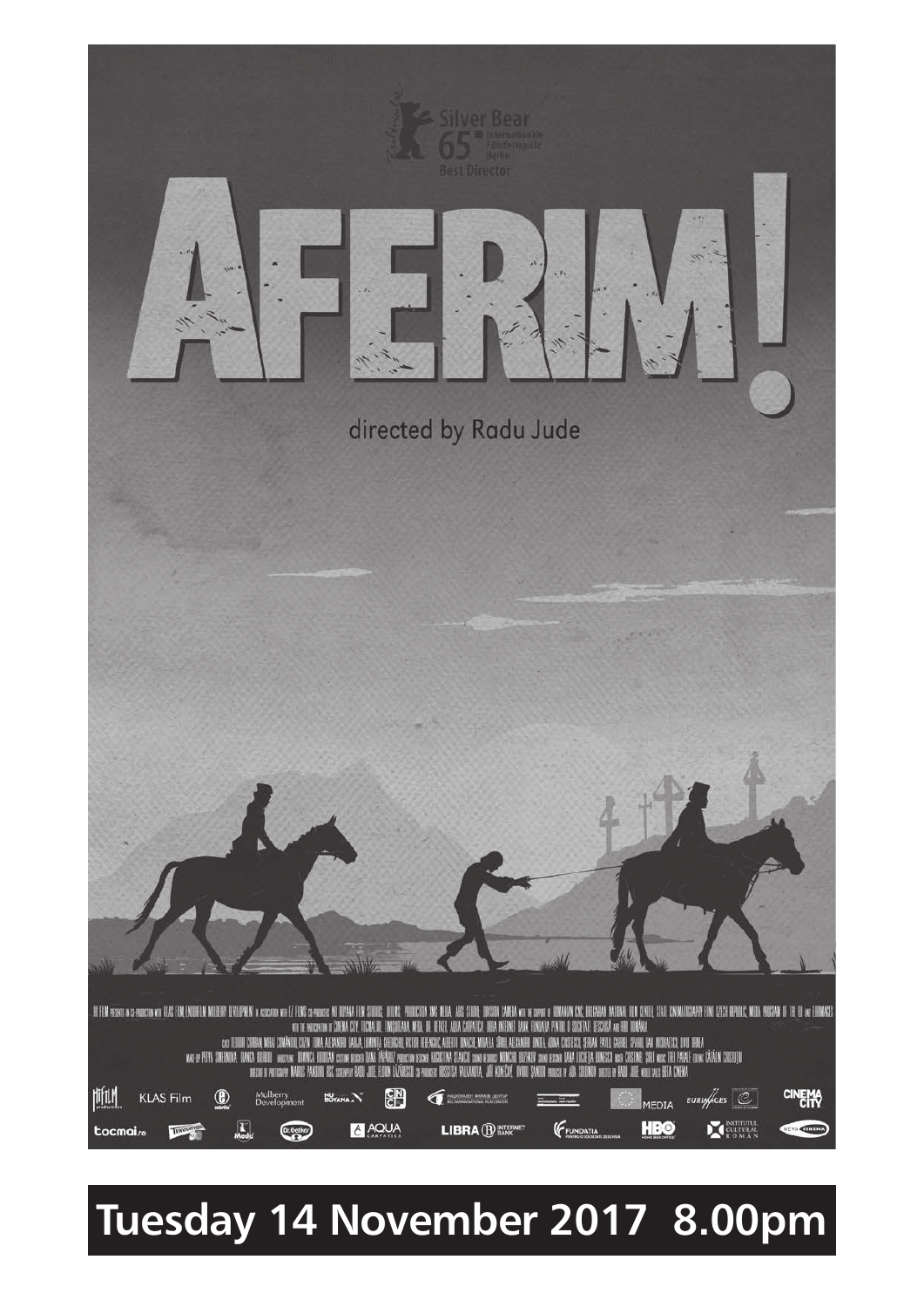Silver Bear
65 Internationale Filmfestspiele Berlin
Best Director

# AFERIM!

directed by Radu Jude

**Tuesday 14 November 2017 8.00pm**